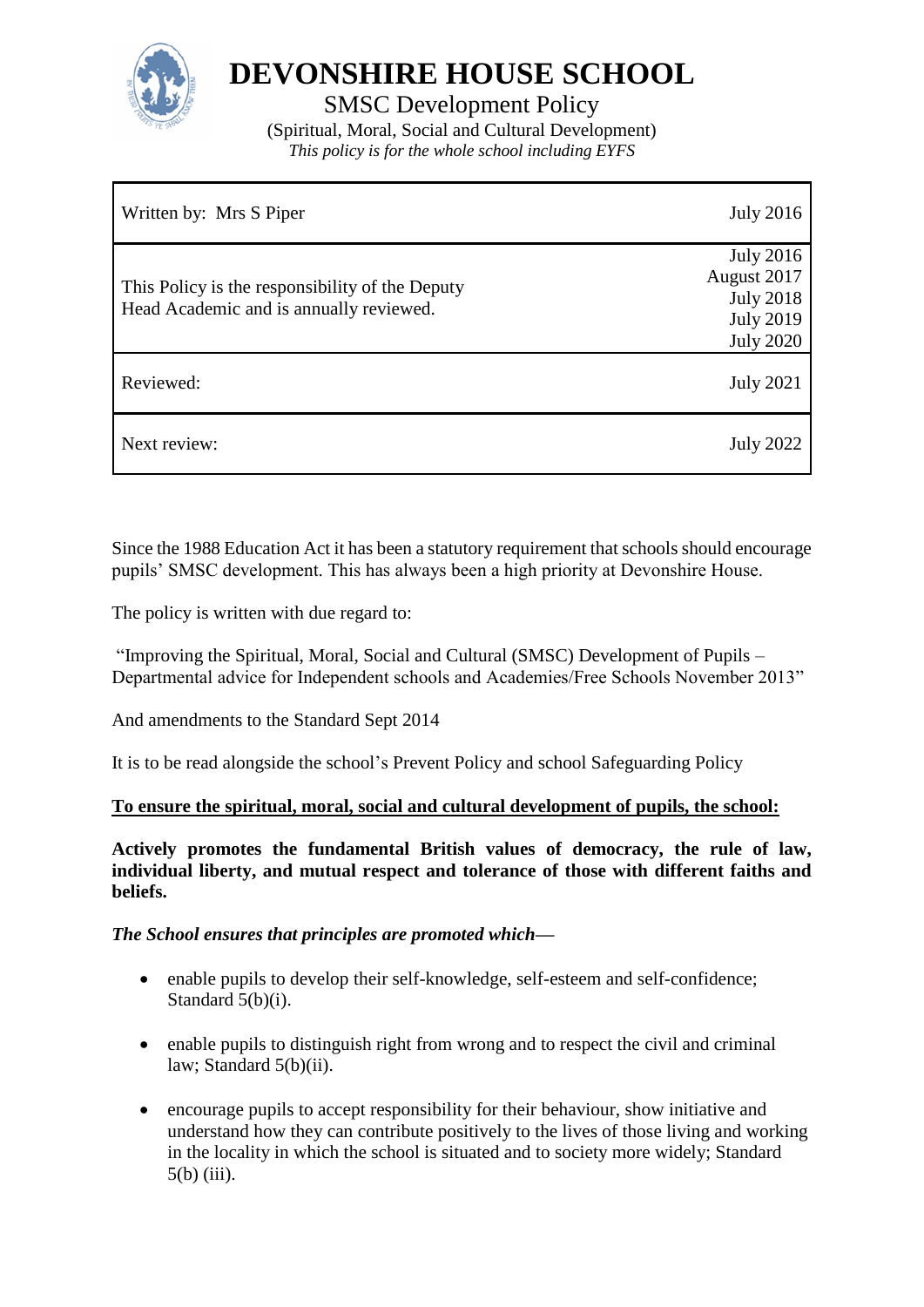# DEVONSHIRE HOUSE SCHOOL

## SMSC Development Policy

(Spiritual, Moral, Social and Cultural Development)

*This policy is for the whole school including EYFS*

| | |
|---|---|
| Written by: Mrs S Piper | July 2016 |
| This Policy is the responsibility of the Deputy Head Academic and is annually reviewed. | July 2016<br>August 2017<br>July 2018<br>July 2019<br>July 2020 |
| Reviewed: | July 2021 |
| Next review: | July 2022 |

Since the 1988 Education Act it has been a statutory requirement that schools should encourage pupils' SMSC development. This has always been a high priority at Devonshire House.

The policy is written with due regard to:

"Improving the Spiritual, Moral, Social and Cultural (SMSC) Development of Pupils – Departmental advice for Independent schools and Academies/Free Schools November 2013"

And amendments to the Standard Sept 2014

It is to be read alongside the school's Prevent Policy and school Safeguarding Policy

**To ensure the spiritual, moral, social and cultural development of pupils, the school:**

**Actively promotes the fundamental British values of democracy, the rule of law, individual liberty, and mutual respect and tolerance of those with different faiths and beliefs.**

***The School ensures that principles are promoted which—***

- enable pupils to develop their self-knowledge, self-esteem and self-confidence; Standard 5(b)(i).
- enable pupils to distinguish right from wrong and to respect the civil and criminal law; Standard 5(b)(ii).
- encourage pupils to accept responsibility for their behaviour, show initiative and understand how they can contribute positively to the lives of those living and working in the locality in which the school is situated and to society more widely; Standard 5(b) (iii).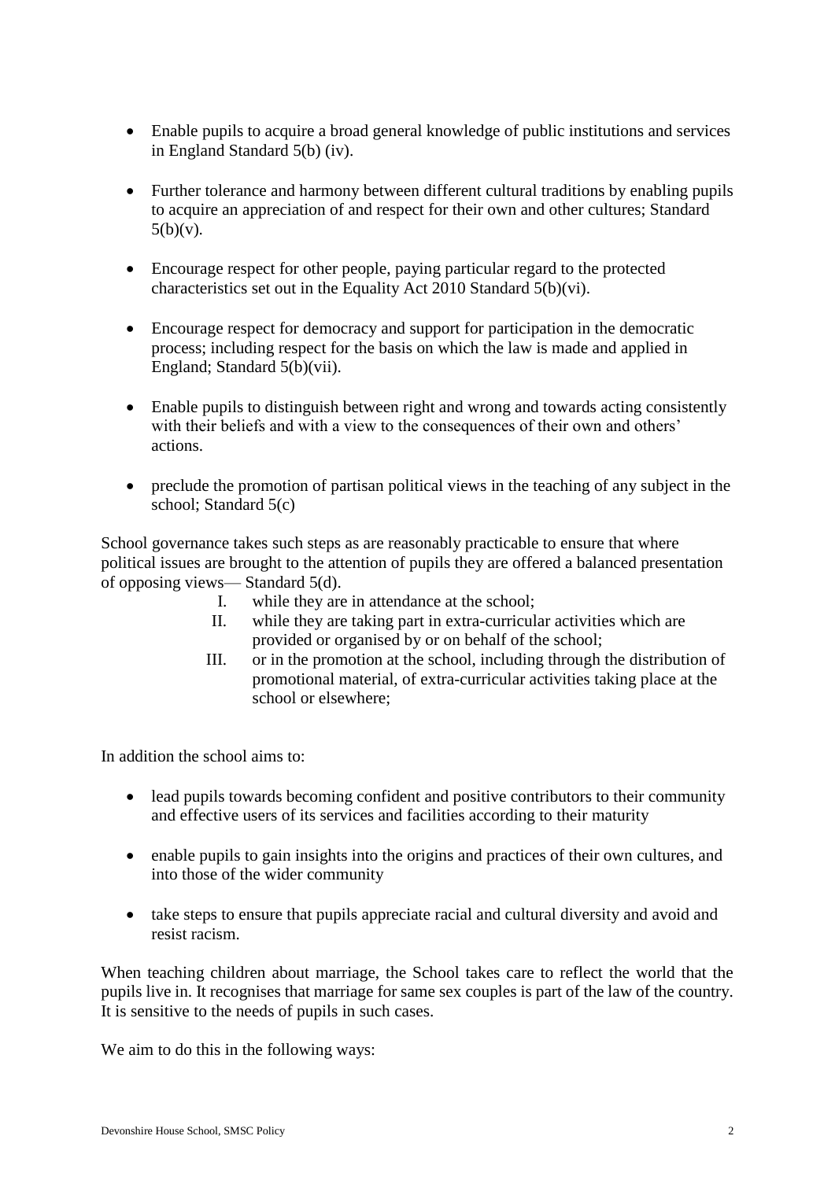- Enable pupils to acquire a broad general knowledge of public institutions and services in England Standard 5(b) (iv).

- Further tolerance and harmony between different cultural traditions by enabling pupils to acquire an appreciation of and respect for their own and other cultures; Standard 5(b)(v).

- Encourage respect for other people, paying particular regard to the protected characteristics set out in the Equality Act 2010 Standard 5(b)(vi).

- Encourage respect for democracy and support for participation in the democratic process; including respect for the basis on which the law is made and applied in England; Standard 5(b)(vii).

- Enable pupils to distinguish between right and wrong and towards acting consistently with their beliefs and with a view to the consequences of their own and others' actions.

- preclude the promotion of partisan political views in the teaching of any subject in the school; Standard 5(c)

School governance takes such steps as are reasonably practicable to ensure that where political issues are brought to the attention of pupils they are offered a balanced presentation of opposing views— Standard 5(d).

I. while they are in attendance at the school;
II. while they are taking part in extra-curricular activities which are provided or organised by or on behalf of the school;
III. or in the promotion at the school, including through the distribution of promotional material, of extra-curricular activities taking place at the school or elsewhere;

In addition the school aims to:

- lead pupils towards becoming confident and positive contributors to their community and effective users of its services and facilities according to their maturity

- enable pupils to gain insights into the origins and practices of their own cultures, and into those of the wider community

- take steps to ensure that pupils appreciate racial and cultural diversity and avoid and resist racism.

When teaching children about marriage, the School takes care to reflect the world that the pupils live in. It recognises that marriage for same sex couples is part of the law of the country. It is sensitive to the needs of pupils in such cases.

We aim to do this in the following ways: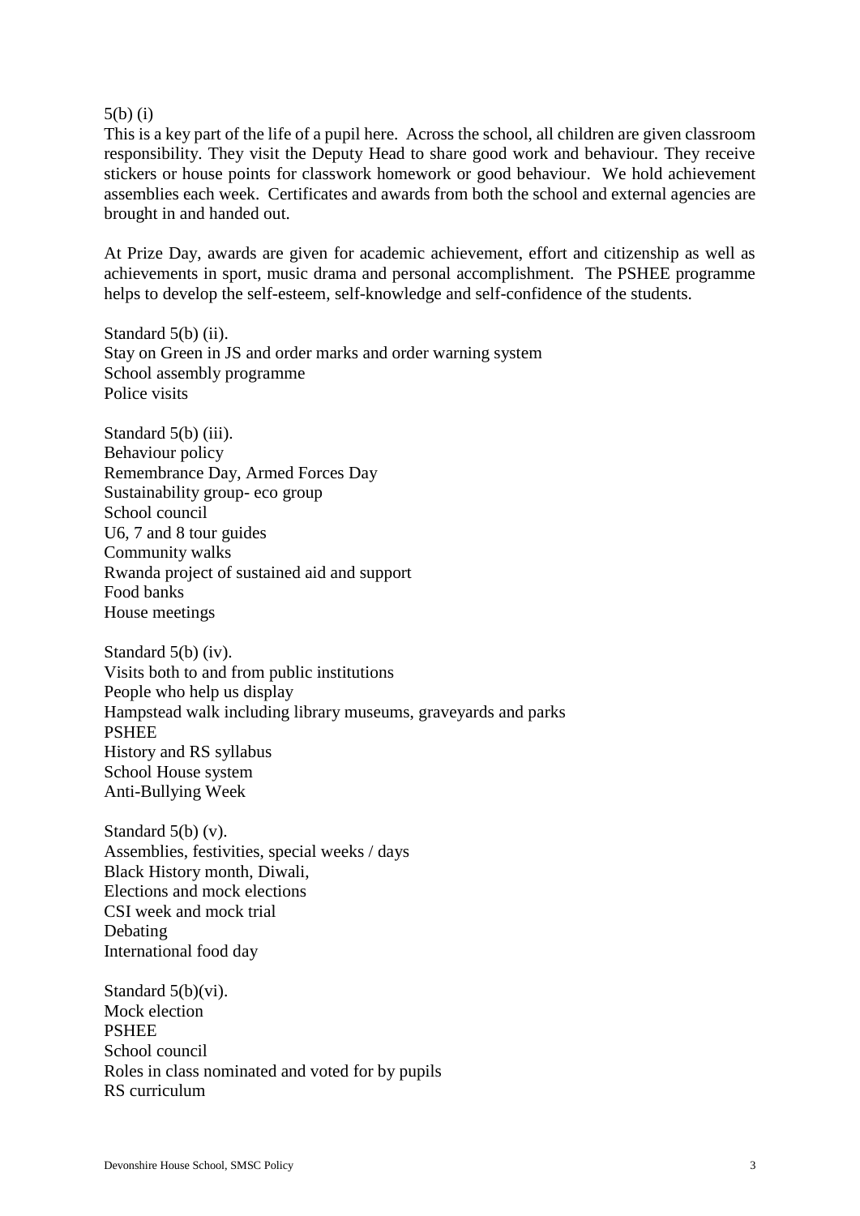5(b) (i)

This is a key part of the life of a pupil here. Across the school, all children are given classroom responsibility. They visit the Deputy Head to share good work and behaviour. They receive stickers or house points for classwork homework or good behaviour. We hold achievement assemblies each week. Certificates and awards from both the school and external agencies are brought in and handed out.

At Prize Day, awards are given for academic achievement, effort and citizenship as well as achievements in sport, music drama and personal accomplishment. The PSHEE programme helps to develop the self-esteem, self-knowledge and self-confidence of the students.

Standard 5(b) (ii).
Stay on Green in JS and order marks and order warning system
School assembly programme
Police visits

Standard 5(b) (iii).
Behaviour policy
Remembrance Day, Armed Forces Day
Sustainability group- eco group
School council
U6, 7 and 8 tour guides
Community walks
Rwanda project of sustained aid and support
Food banks
House meetings

Standard 5(b) (iv).
Visits both to and from public institutions
People who help us display
Hampstead walk including library museums, graveyards and parks
PSHEE
History and RS syllabus
School House system
Anti-Bullying Week

Standard 5(b) (v).
Assemblies, festivities, special weeks / days
Black History month, Diwali,
Elections and mock elections
CSI week and mock trial
Debating
International food day

Standard 5(b)(vi).
Mock election
PSHEE
School council
Roles in class nominated and voted for by pupils
RS curriculum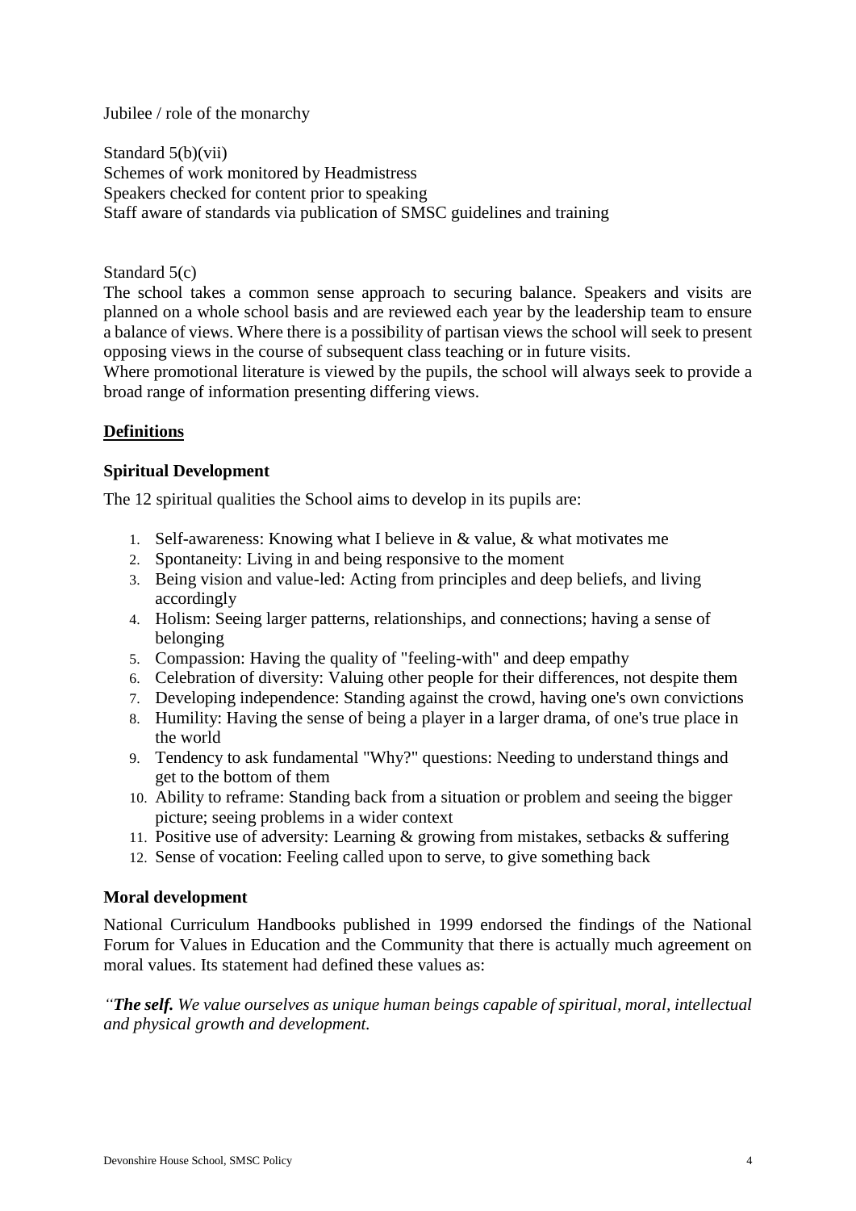Jubilee / role of the monarchy

Standard 5(b)(vii)
Schemes of work monitored by Headmistress
Speakers checked for content prior to speaking
Staff aware of standards via publication of SMSC guidelines and training

Standard 5(c)
The school takes a common sense approach to securing balance. Speakers and visits are planned on a whole school basis and are reviewed each year by the leadership team to ensure a balance of views. Where there is a possibility of partisan views the school will seek to present opposing views in the course of subsequent class teaching or in future visits.
Where promotional literature is viewed by the pupils, the school will always seek to provide a broad range of information presenting differing views.

## **Definitions**

### Spiritual Development

The 12 spiritual qualities the School aims to develop in its pupils are:

1. Self-awareness: Knowing what I believe in & value, & what motivates me
2. Spontaneity: Living in and being responsive to the moment
3. Being vision and value-led: Acting from principles and deep beliefs, and living accordingly
4. Holism: Seeing larger patterns, relationships, and connections; having a sense of belonging
5. Compassion: Having the quality of "feeling-with" and deep empathy
6. Celebration of diversity: Valuing other people for their differences, not despite them
7. Developing independence: Standing against the crowd, having one's own convictions
8. Humility: Having the sense of being a player in a larger drama, of one's true place in the world
9. Tendency to ask fundamental "Why?" questions: Needing to understand things and get to the bottom of them
10. Ability to reframe: Standing back from a situation or problem and seeing the bigger picture; seeing problems in a wider context
11. Positive use of adversity: Learning & growing from mistakes, setbacks & suffering
12. Sense of vocation: Feeling called upon to serve, to give something back

### Moral development

National Curriculum Handbooks published in 1999 endorsed the findings of the National Forum for Values in Education and the Community that there is actually much agreement on moral values. Its statement had defined these values as:

*"**The self.** We value ourselves as unique human beings capable of spiritual, moral, intellectual and physical growth and development.*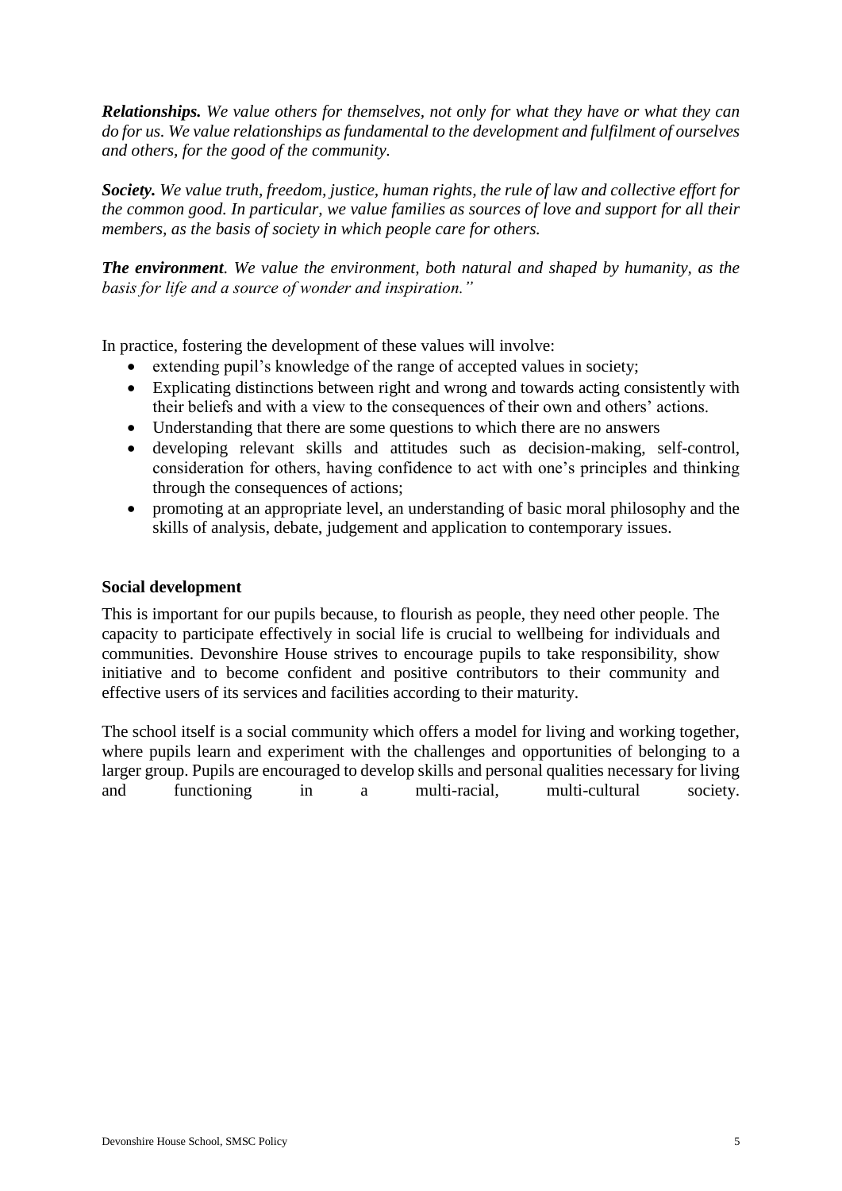***Relationships.*** *We value others for themselves, not only for what they have or what they can do for us. We value relationships as fundamental to the development and fulfilment of ourselves and others, for the good of the community.*

***Society.*** *We value truth, freedom, justice, human rights, the rule of law and collective effort for the common good. In particular, we value families as sources of love and support for all their members, as the basis of society in which people care for others.*

***The environment****. We value the environment, both natural and shaped by humanity, as the basis for life and a source of wonder and inspiration."*

In practice, fostering the development of these values will involve:

- extending pupil's knowledge of the range of accepted values in society;
- Explicating distinctions between right and wrong and towards acting consistently with their beliefs and with a view to the consequences of their own and others' actions.
- Understanding that there are some questions to which there are no answers
- developing relevant skills and attitudes such as decision-making, self-control, consideration for others, having confidence to act with one's principles and thinking through the consequences of actions;
- promoting at an appropriate level, an understanding of basic moral philosophy and the skills of analysis, debate, judgement and application to contemporary issues.

**Social development**

This is important for our pupils because, to flourish as people, they need other people. The capacity to participate effectively in social life is crucial to wellbeing for individuals and communities. Devonshire House strives to encourage pupils to take responsibility, show initiative and to become confident and positive contributors to their community and effective users of its services and facilities according to their maturity.

The school itself is a social community which offers a model for living and working together, where pupils learn and experiment with the challenges and opportunities of belonging to a larger group. Pupils are encouraged to develop skills and personal qualities necessary for living and functioning in a multi-racial, multi-cultural society.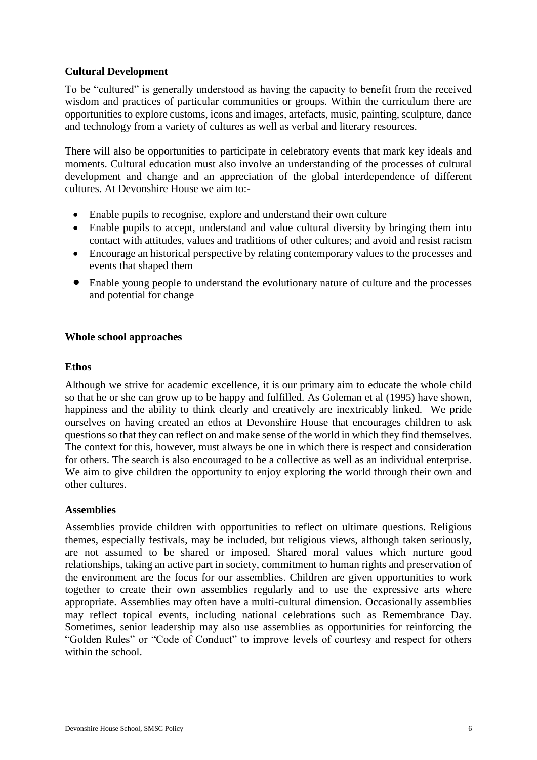**Cultural Development**

To be "cultured" is generally understood as having the capacity to benefit from the received wisdom and practices of particular communities or groups. Within the curriculum there are opportunities to explore customs, icons and images, artefacts, music, painting, sculpture, dance and technology from a variety of cultures as well as verbal and literary resources.

There will also be opportunities to participate in celebratory events that mark key ideals and moments. Cultural education must also involve an understanding of the processes of cultural development and change and an appreciation of the global interdependence of different cultures. At Devonshire House we aim to:-

- Enable pupils to recognise, explore and understand their own culture
- Enable pupils to accept, understand and value cultural diversity by bringing them into contact with attitudes, values and traditions of other cultures; and avoid and resist racism
- Encourage an historical perspective by relating contemporary values to the processes and events that shaped them
- Enable young people to understand the evolutionary nature of culture and the processes and potential for change

**Whole school approaches**

**Ethos**

Although we strive for academic excellence, it is our primary aim to educate the whole child so that he or she can grow up to be happy and fulfilled. As Goleman et al (1995) have shown, happiness and the ability to think clearly and creatively are inextricably linked. We pride ourselves on having created an ethos at Devonshire House that encourages children to ask questions so that they can reflect on and make sense of the world in which they find themselves. The context for this, however, must always be one in which there is respect and consideration for others. The search is also encouraged to be a collective as well as an individual enterprise. We aim to give children the opportunity to enjoy exploring the world through their own and other cultures.

**Assemblies**

Assemblies provide children with opportunities to reflect on ultimate questions. Religious themes, especially festivals, may be included, but religious views, although taken seriously, are not assumed to be shared or imposed. Shared moral values which nurture good relationships, taking an active part in society, commitment to human rights and preservation of the environment are the focus for our assemblies. Children are given opportunities to work together to create their own assemblies regularly and to use the expressive arts where appropriate. Assemblies may often have a multi-cultural dimension. Occasionally assemblies may reflect topical events, including national celebrations such as Remembrance Day. Sometimes, senior leadership may also use assemblies as opportunities for reinforcing the "Golden Rules" or "Code of Conduct" to improve levels of courtesy and respect for others within the school.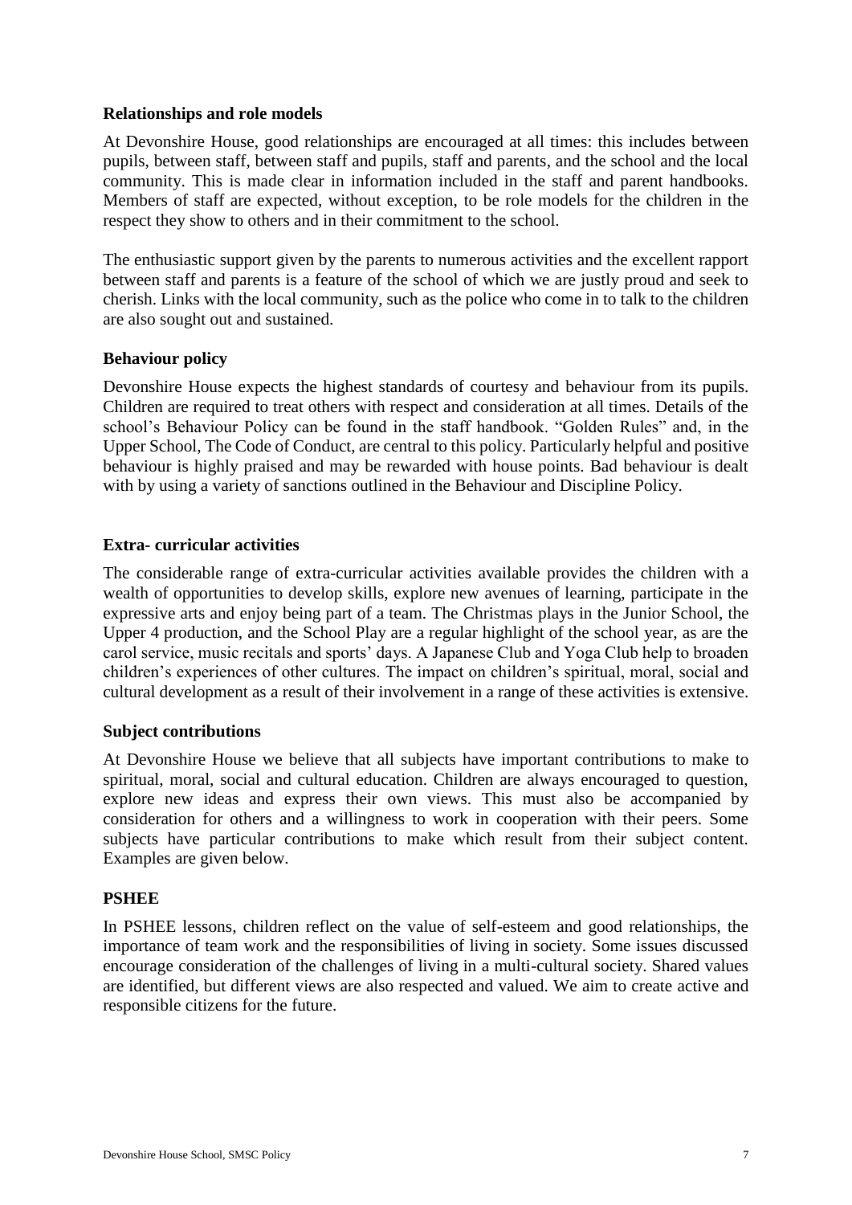### Relationships and role models

At Devonshire House, good relationships are encouraged at all times: this includes between pupils, between staff, between staff and pupils, staff and parents, and the school and the local community. This is made clear in information included in the staff and parent handbooks. Members of staff are expected, without exception, to be role models for the children in the respect they show to others and in their commitment to the school.

The enthusiastic support given by the parents to numerous activities and the excellent rapport between staff and parents is a feature of the school of which we are justly proud and seek to cherish. Links with the local community, such as the police who come in to talk to the children are also sought out and sustained.

### Behaviour policy

Devonshire House expects the highest standards of courtesy and behaviour from its pupils. Children are required to treat others with respect and consideration at all times. Details of the school's Behaviour Policy can be found in the staff handbook. "Golden Rules" and, in the Upper School, The Code of Conduct, are central to this policy. Particularly helpful and positive behaviour is highly praised and may be rewarded with house points. Bad behaviour is dealt with by using a variety of sanctions outlined in the Behaviour and Discipline Policy.

### Extra- curricular activities

The considerable range of extra-curricular activities available provides the children with a wealth of opportunities to develop skills, explore new avenues of learning, participate in the expressive arts and enjoy being part of a team. The Christmas plays in the Junior School, the Upper 4 production, and the School Play are a regular highlight of the school year, as are the carol service, music recitals and sports' days. A Japanese Club and Yoga Club help to broaden children's experiences of other cultures. The impact on children's spiritual, moral, social and cultural development as a result of their involvement in a range of these activities is extensive.

### Subject contributions

At Devonshire House we believe that all subjects have important contributions to make to spiritual, moral, social and cultural education. Children are always encouraged to question, explore new ideas and express their own views. This must also be accompanied by consideration for others and a willingness to work in cooperation with their peers. Some subjects have particular contributions to make which result from their subject content. Examples are given below.

### PSHEE

In PSHEE lessons, children reflect on the value of self-esteem and good relationships, the importance of team work and the responsibilities of living in society. Some issues discussed encourage consideration of the challenges of living in a multi-cultural society. Shared values are identified, but different views are also respected and valued. We aim to create active and responsible citizens for the future.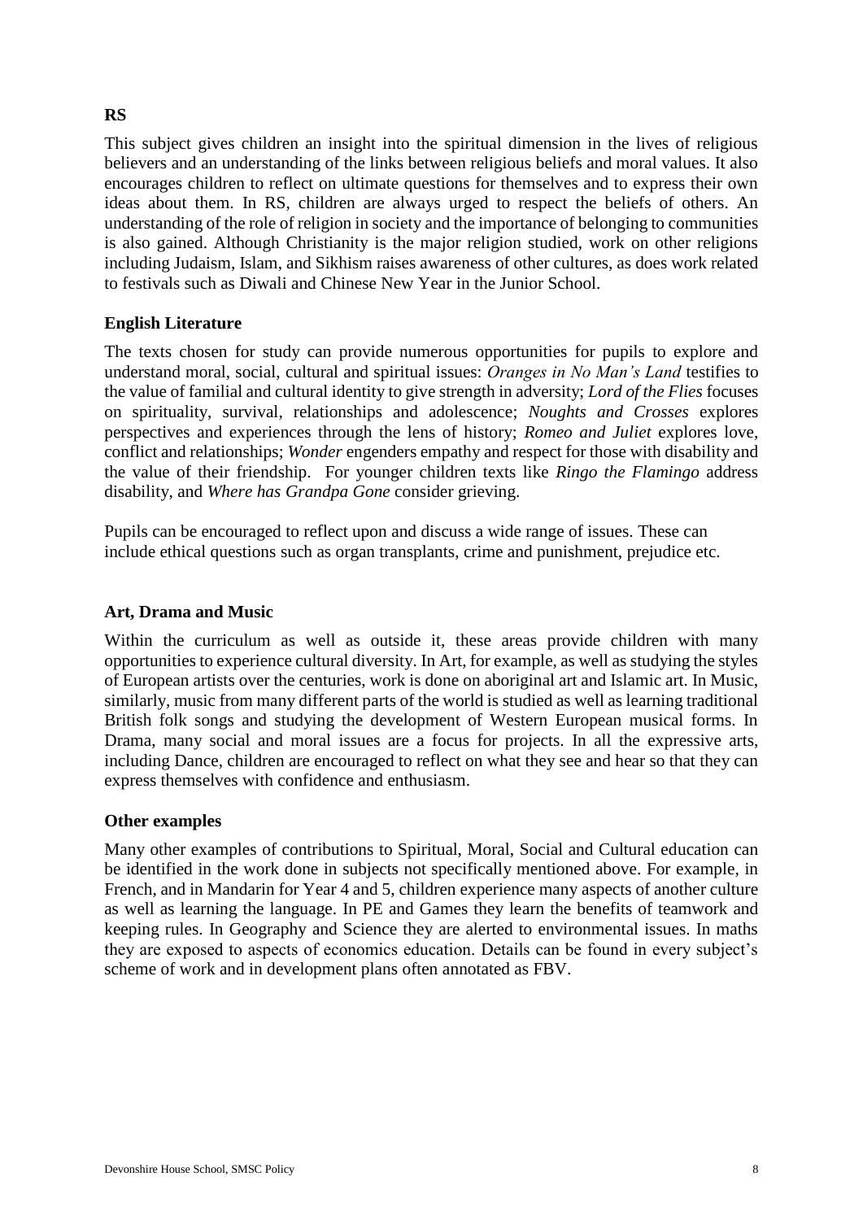## RS

This subject gives children an insight into the spiritual dimension in the lives of religious believers and an understanding of the links between religious beliefs and moral values. It also encourages children to reflect on ultimate questions for themselves and to express their own ideas about them. In RS, children are always urged to respect the beliefs of others. An understanding of the role of religion in society and the importance of belonging to communities is also gained. Although Christianity is the major religion studied, work on other religions including Judaism, Islam, and Sikhism raises awareness of other cultures, as does work related to festivals such as Diwali and Chinese New Year in the Junior School.

## English Literature

The texts chosen for study can provide numerous opportunities for pupils to explore and understand moral, social, cultural and spiritual issues: *Oranges in No Man's Land* testifies to the value of familial and cultural identity to give strength in adversity; *Lord of the Flies* focuses on spirituality, survival, relationships and adolescence; *Noughts and Crosses* explores perspectives and experiences through the lens of history; *Romeo and Juliet* explores love, conflict and relationships; *Wonder* engenders empathy and respect for those with disability and the value of their friendship. For younger children texts like *Ringo the Flamingo* address disability, and *Where has Grandpa Gone* consider grieving.

Pupils can be encouraged to reflect upon and discuss a wide range of issues. These can include ethical questions such as organ transplants, crime and punishment, prejudice etc.

## Art, Drama and Music

Within the curriculum as well as outside it, these areas provide children with many opportunities to experience cultural diversity. In Art, for example, as well as studying the styles of European artists over the centuries, work is done on aboriginal art and Islamic art. In Music, similarly, music from many different parts of the world is studied as well as learning traditional British folk songs and studying the development of Western European musical forms. In Drama, many social and moral issues are a focus for projects. In all the expressive arts, including Dance, children are encouraged to reflect on what they see and hear so that they can express themselves with confidence and enthusiasm.

## Other examples

Many other examples of contributions to Spiritual, Moral, Social and Cultural education can be identified in the work done in subjects not specifically mentioned above. For example, in French, and in Mandarin for Year 4 and 5, children experience many aspects of another culture as well as learning the language. In PE and Games they learn the benefits of teamwork and keeping rules. In Geography and Science they are alerted to environmental issues. In maths they are exposed to aspects of economics education. Details can be found in every subject's scheme of work and in development plans often annotated as FBV.